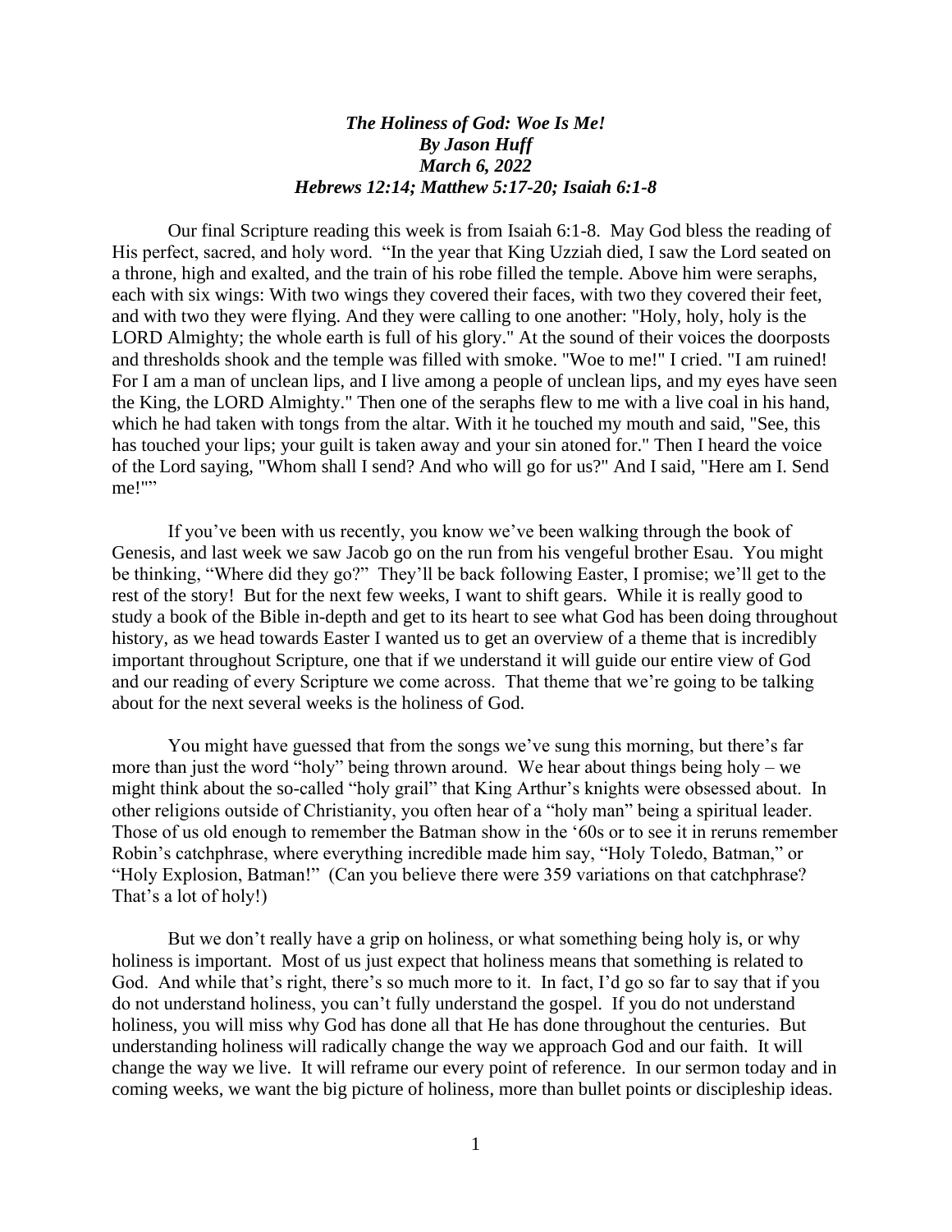***The Holiness of God: Woe Is Me!***
***By Jason Huff***
***March 6, 2022***
***Hebrews 12:14; Matthew 5:17-20; Isaiah 6:1-8***

Our final Scripture reading this week is from Isaiah 6:1-8. May God bless the reading of His perfect, sacred, and holy word. "In the year that King Uzziah died, I saw the Lord seated on a throne, high and exalted, and the train of his robe filled the temple. Above him were seraphs, each with six wings: With two wings they covered their faces, with two they covered their feet, and with two they were flying. And they were calling to one another: "Holy, holy, holy is the LORD Almighty; the whole earth is full of his glory." At the sound of their voices the doorposts and thresholds shook and the temple was filled with smoke. "Woe to me!" I cried. "I am ruined! For I am a man of unclean lips, and I live among a people of unclean lips, and my eyes have seen the King, the LORD Almighty." Then one of the seraphs flew to me with a live coal in his hand, which he had taken with tongs from the altar. With it he touched my mouth and said, "See, this has touched your lips; your guilt is taken away and your sin atoned for." Then I heard the voice of the Lord saying, "Whom shall I send? And who will go for us?" And I said, "Here am I. Send me!""

If you've been with us recently, you know we've been walking through the book of Genesis, and last week we saw Jacob go on the run from his vengeful brother Esau. You might be thinking, "Where did they go?" They'll be back following Easter, I promise; we'll get to the rest of the story! But for the next few weeks, I want to shift gears. While it is really good to study a book of the Bible in-depth and get to its heart to see what God has been doing throughout history, as we head towards Easter I wanted us to get an overview of a theme that is incredibly important throughout Scripture, one that if we understand it will guide our entire view of God and our reading of every Scripture we come across. That theme that we're going to be talking about for the next several weeks is the holiness of God.

You might have guessed that from the songs we've sung this morning, but there's far more than just the word "holy" being thrown around. We hear about things being holy – we might think about the so-called "holy grail" that King Arthur's knights were obsessed about. In other religions outside of Christianity, you often hear of a "holy man" being a spiritual leader. Those of us old enough to remember the Batman show in the '60s or to see it in reruns remember Robin's catchphrase, where everything incredible made him say, "Holy Toledo, Batman," or "Holy Explosion, Batman!" (Can you believe there were 359 variations on that catchphrase? That's a lot of holy!)

But we don't really have a grip on holiness, or what something being holy is, or why holiness is important. Most of us just expect that holiness means that something is related to God. And while that's right, there's so much more to it. In fact, I'd go so far to say that if you do not understand holiness, you can't fully understand the gospel. If you do not understand holiness, you will miss why God has done all that He has done throughout the centuries. But understanding holiness will radically change the way we approach God and our faith. It will change the way we live. It will reframe our every point of reference. In our sermon today and in coming weeks, we want the big picture of holiness, more than bullet points or discipleship ideas.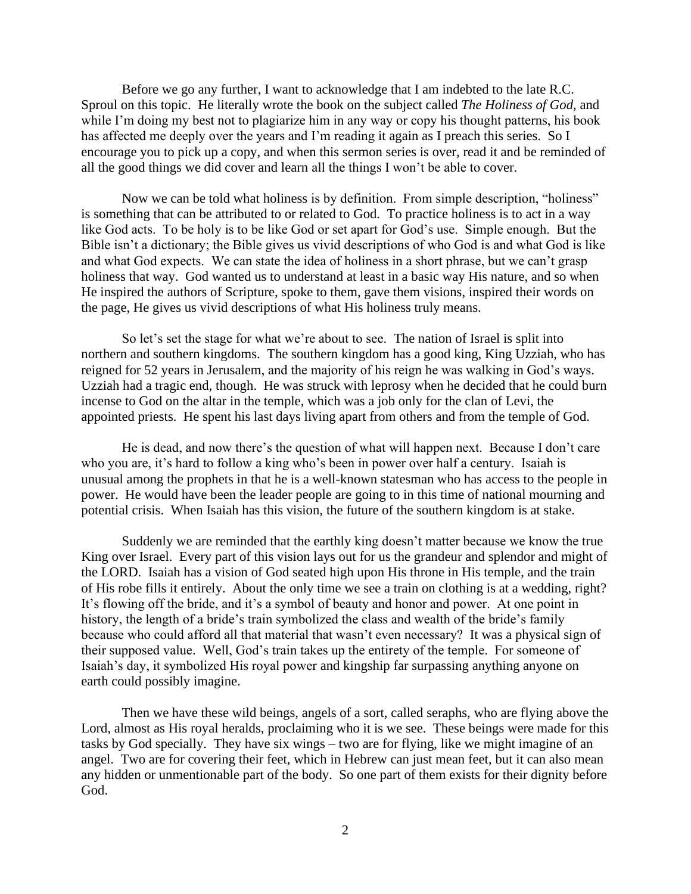Before we go any further, I want to acknowledge that I am indebted to the late R.C. Sproul on this topic. He literally wrote the book on the subject called *The Holiness of God*, and while I'm doing my best not to plagiarize him in any way or copy his thought patterns, his book has affected me deeply over the years and I'm reading it again as I preach this series. So I encourage you to pick up a copy, and when this sermon series is over, read it and be reminded of all the good things we did cover and learn all the things I won't be able to cover.

Now we can be told what holiness is by definition. From simple description, "holiness" is something that can be attributed to or related to God. To practice holiness is to act in a way like God acts. To be holy is to be like God or set apart for God's use. Simple enough. But the Bible isn't a dictionary; the Bible gives us vivid descriptions of who God is and what God is like and what God expects. We can state the idea of holiness in a short phrase, but we can't grasp holiness that way. God wanted us to understand at least in a basic way His nature, and so when He inspired the authors of Scripture, spoke to them, gave them visions, inspired their words on the page, He gives us vivid descriptions of what His holiness truly means.

So let's set the stage for what we're about to see. The nation of Israel is split into northern and southern kingdoms. The southern kingdom has a good king, King Uzziah, who has reigned for 52 years in Jerusalem, and the majority of his reign he was walking in God's ways. Uzziah had a tragic end, though. He was struck with leprosy when he decided that he could burn incense to God on the altar in the temple, which was a job only for the clan of Levi, the appointed priests. He spent his last days living apart from others and from the temple of God.

He is dead, and now there's the question of what will happen next. Because I don't care who you are, it's hard to follow a king who's been in power over half a century. Isaiah is unusual among the prophets in that he is a well-known statesman who has access to the people in power. He would have been the leader people are going to in this time of national mourning and potential crisis. When Isaiah has this vision, the future of the southern kingdom is at stake.

Suddenly we are reminded that the earthly king doesn't matter because we know the true King over Israel. Every part of this vision lays out for us the grandeur and splendor and might of the LORD. Isaiah has a vision of God seated high upon His throne in His temple, and the train of His robe fills it entirely. About the only time we see a train on clothing is at a wedding, right? It's flowing off the bride, and it's a symbol of beauty and honor and power. At one point in history, the length of a bride's train symbolized the class and wealth of the bride's family because who could afford all that material that wasn't even necessary? It was a physical sign of their supposed value. Well, God's train takes up the entirety of the temple. For someone of Isaiah's day, it symbolized His royal power and kingship far surpassing anything anyone on earth could possibly imagine.

Then we have these wild beings, angels of a sort, called seraphs, who are flying above the Lord, almost as His royal heralds, proclaiming who it is we see. These beings were made for this tasks by God specially. They have six wings – two are for flying, like we might imagine of an angel. Two are for covering their feet, which in Hebrew can just mean feet, but it can also mean any hidden or unmentionable part of the body. So one part of them exists for their dignity before God.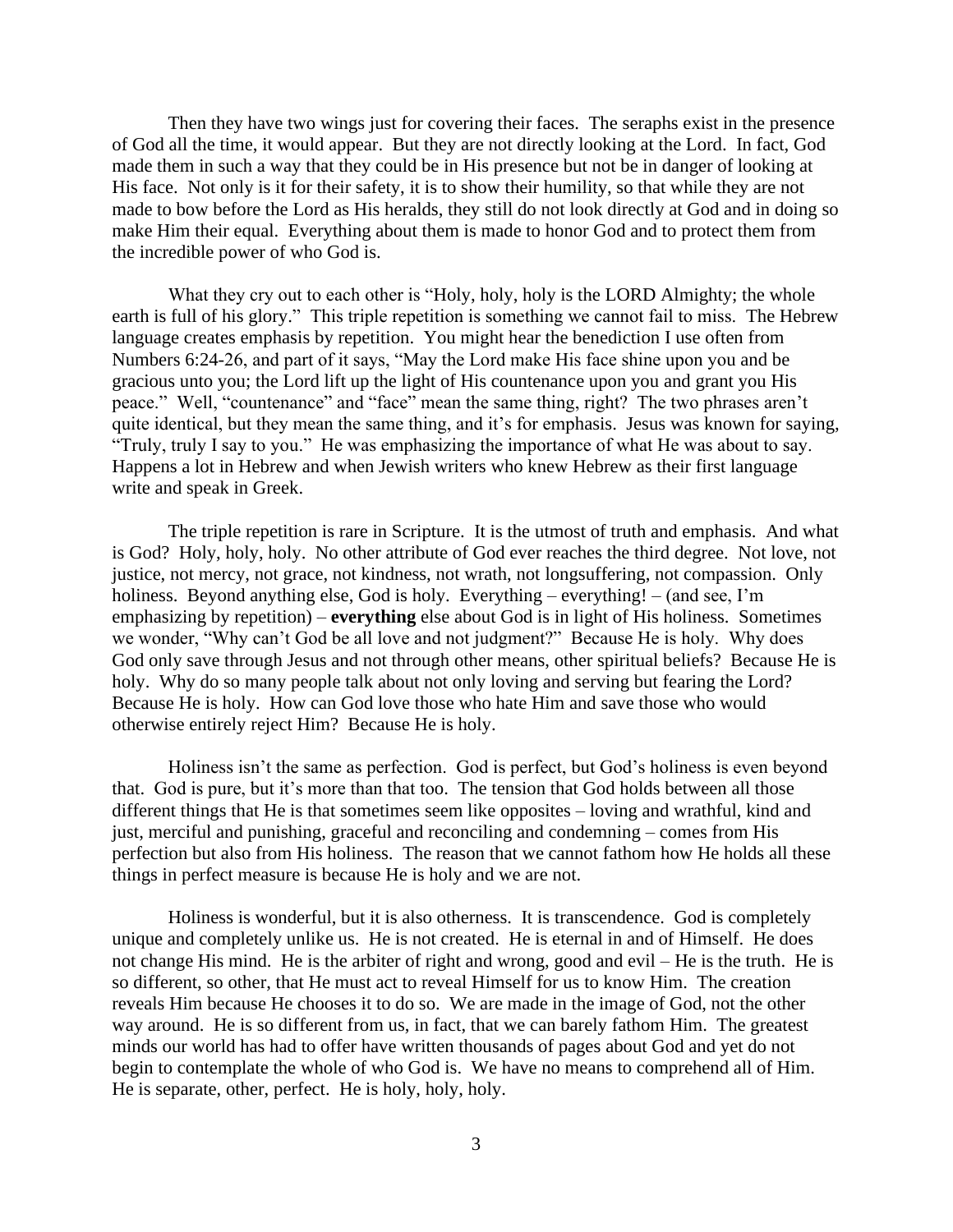Then they have two wings just for covering their faces. The seraphs exist in the presence of God all the time, it would appear. But they are not directly looking at the Lord. In fact, God made them in such a way that they could be in His presence but not be in danger of looking at His face. Not only is it for their safety, it is to show their humility, so that while they are not made to bow before the Lord as His heralds, they still do not look directly at God and in doing so make Him their equal. Everything about them is made to honor God and to protect them from the incredible power of who God is.

What they cry out to each other is "Holy, holy, holy is the LORD Almighty; the whole earth is full of his glory." This triple repetition is something we cannot fail to miss. The Hebrew language creates emphasis by repetition. You might hear the benediction I use often from Numbers 6:24-26, and part of it says, "May the Lord make His face shine upon you and be gracious unto you; the Lord lift up the light of His countenance upon you and grant you His peace." Well, "countenance" and "face" mean the same thing, right? The two phrases aren't quite identical, but they mean the same thing, and it's for emphasis. Jesus was known for saying, "Truly, truly I say to you." He was emphasizing the importance of what He was about to say. Happens a lot in Hebrew and when Jewish writers who knew Hebrew as their first language write and speak in Greek.

The triple repetition is rare in Scripture. It is the utmost of truth and emphasis. And what is God? Holy, holy, holy. No other attribute of God ever reaches the third degree. Not love, not justice, not mercy, not grace, not kindness, not wrath, not longsuffering, not compassion. Only holiness. Beyond anything else, God is holy. Everything – everything! – (and see, I'm emphasizing by repetition) – **everything** else about God is in light of His holiness. Sometimes we wonder, "Why can't God be all love and not judgment?" Because He is holy. Why does God only save through Jesus and not through other means, other spiritual beliefs? Because He is holy. Why do so many people talk about not only loving and serving but fearing the Lord? Because He is holy. How can God love those who hate Him and save those who would otherwise entirely reject Him? Because He is holy.

Holiness isn't the same as perfection. God is perfect, but God's holiness is even beyond that. God is pure, but it's more than that too. The tension that God holds between all those different things that He is that sometimes seem like opposites – loving and wrathful, kind and just, merciful and punishing, graceful and reconciling and condemning – comes from His perfection but also from His holiness. The reason that we cannot fathom how He holds all these things in perfect measure is because He is holy and we are not.

Holiness is wonderful, but it is also otherness. It is transcendence. God is completely unique and completely unlike us. He is not created. He is eternal in and of Himself. He does not change His mind. He is the arbiter of right and wrong, good and evil – He is the truth. He is so different, so other, that He must act to reveal Himself for us to know Him. The creation reveals Him because He chooses it to do so. We are made in the image of God, not the other way around. He is so different from us, in fact, that we can barely fathom Him. The greatest minds our world has had to offer have written thousands of pages about God and yet do not begin to contemplate the whole of who God is. We have no means to comprehend all of Him. He is separate, other, perfect. He is holy, holy, holy.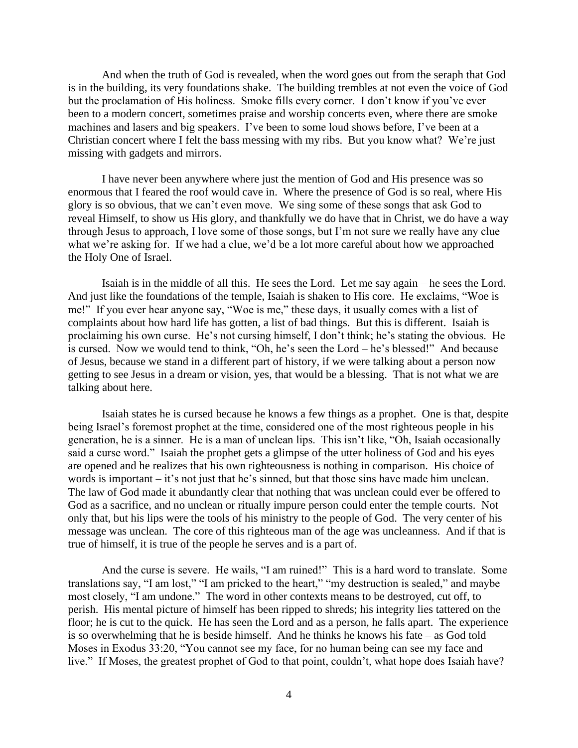And when the truth of God is revealed, when the word goes out from the seraph that God is in the building, its very foundations shake. The building trembles at not even the voice of God but the proclamation of His holiness. Smoke fills every corner. I don't know if you've ever been to a modern concert, sometimes praise and worship concerts even, where there are smoke machines and lasers and big speakers. I've been to some loud shows before, I've been at a Christian concert where I felt the bass messing with my ribs. But you know what? We're just missing with gadgets and mirrors.

I have never been anywhere where just the mention of God and His presence was so enormous that I feared the roof would cave in. Where the presence of God is so real, where His glory is so obvious, that we can't even move. We sing some of these songs that ask God to reveal Himself, to show us His glory, and thankfully we do have that in Christ, we do have a way through Jesus to approach, I love some of those songs, but I'm not sure we really have any clue what we're asking for. If we had a clue, we'd be a lot more careful about how we approached the Holy One of Israel.

Isaiah is in the middle of all this. He sees the Lord. Let me say again – he sees the Lord. And just like the foundations of the temple, Isaiah is shaken to His core. He exclaims, "Woe is me!" If you ever hear anyone say, "Woe is me," these days, it usually comes with a list of complaints about how hard life has gotten, a list of bad things. But this is different. Isaiah is proclaiming his own curse. He's not cursing himself, I don't think; he's stating the obvious. He is cursed. Now we would tend to think, "Oh, he's seen the Lord – he's blessed!" And because of Jesus, because we stand in a different part of history, if we were talking about a person now getting to see Jesus in a dream or vision, yes, that would be a blessing. That is not what we are talking about here.

Isaiah states he is cursed because he knows a few things as a prophet. One is that, despite being Israel's foremost prophet at the time, considered one of the most righteous people in his generation, he is a sinner. He is a man of unclean lips. This isn't like, "Oh, Isaiah occasionally said a curse word." Isaiah the prophet gets a glimpse of the utter holiness of God and his eyes are opened and he realizes that his own righteousness is nothing in comparison. His choice of words is important – it's not just that he's sinned, but that those sins have made him unclean. The law of God made it abundantly clear that nothing that was unclean could ever be offered to God as a sacrifice, and no unclean or ritually impure person could enter the temple courts. Not only that, but his lips were the tools of his ministry to the people of God. The very center of his message was unclean. The core of this righteous man of the age was uncleanness. And if that is true of himself, it is true of the people he serves and is a part of.

And the curse is severe. He wails, "I am ruined!" This is a hard word to translate. Some translations say, "I am lost," "I am pricked to the heart," "my destruction is sealed," and maybe most closely, "I am undone." The word in other contexts means to be destroyed, cut off, to perish. His mental picture of himself has been ripped to shreds; his integrity lies tattered on the floor; he is cut to the quick. He has seen the Lord and as a person, he falls apart. The experience is so overwhelming that he is beside himself. And he thinks he knows his fate – as God told Moses in Exodus 33:20, "You cannot see my face, for no human being can see my face and live." If Moses, the greatest prophet of God to that point, couldn't, what hope does Isaiah have?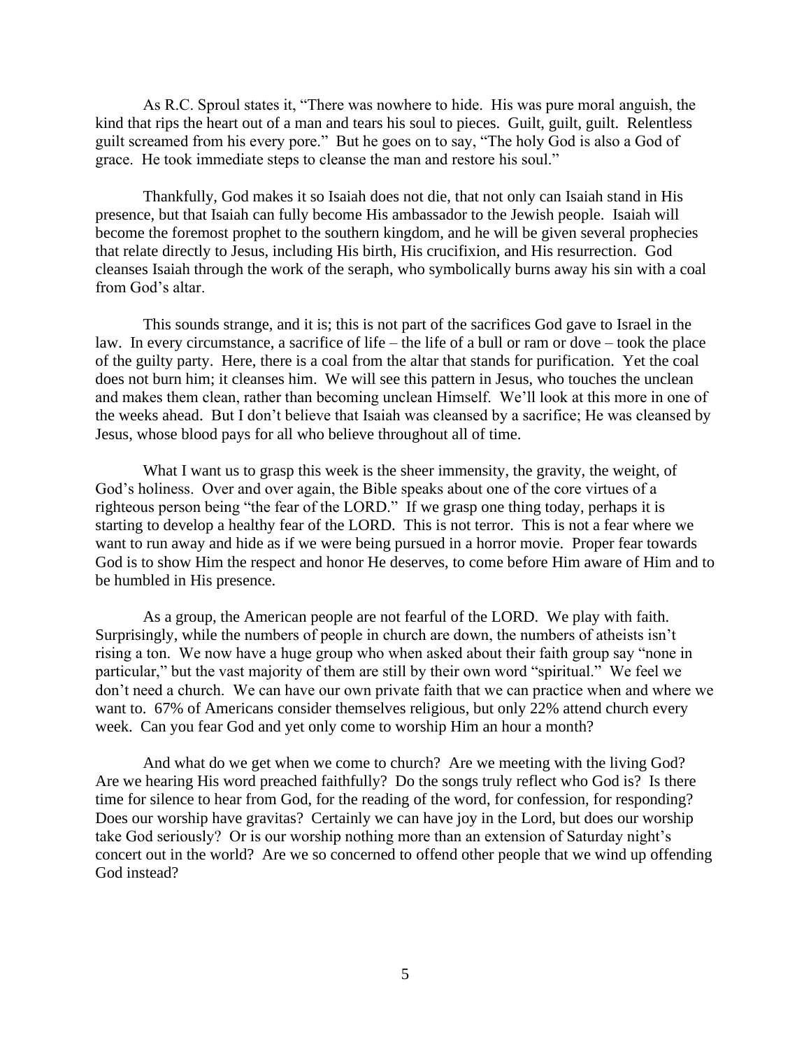As R.C. Sproul states it, "There was nowhere to hide. His was pure moral anguish, the kind that rips the heart out of a man and tears his soul to pieces. Guilt, guilt, guilt. Relentless guilt screamed from his every pore." But he goes on to say, "The holy God is also a God of grace. He took immediate steps to cleanse the man and restore his soul."

Thankfully, God makes it so Isaiah does not die, that not only can Isaiah stand in His presence, but that Isaiah can fully become His ambassador to the Jewish people. Isaiah will become the foremost prophet to the southern kingdom, and he will be given several prophecies that relate directly to Jesus, including His birth, His crucifixion, and His resurrection. God cleanses Isaiah through the work of the seraph, who symbolically burns away his sin with a coal from God's altar.

This sounds strange, and it is; this is not part of the sacrifices God gave to Israel in the law. In every circumstance, a sacrifice of life – the life of a bull or ram or dove – took the place of the guilty party. Here, there is a coal from the altar that stands for purification. Yet the coal does not burn him; it cleanses him. We will see this pattern in Jesus, who touches the unclean and makes them clean, rather than becoming unclean Himself. We'll look at this more in one of the weeks ahead. But I don't believe that Isaiah was cleansed by a sacrifice; He was cleansed by Jesus, whose blood pays for all who believe throughout all of time.

What I want us to grasp this week is the sheer immensity, the gravity, the weight, of God's holiness. Over and over again, the Bible speaks about one of the core virtues of a righteous person being "the fear of the LORD." If we grasp one thing today, perhaps it is starting to develop a healthy fear of the LORD. This is not terror. This is not a fear where we want to run away and hide as if we were being pursued in a horror movie. Proper fear towards God is to show Him the respect and honor He deserves, to come before Him aware of Him and to be humbled in His presence.

As a group, the American people are not fearful of the LORD. We play with faith. Surprisingly, while the numbers of people in church are down, the numbers of atheists isn't rising a ton. We now have a huge group who when asked about their faith group say "none in particular," but the vast majority of them are still by their own word "spiritual." We feel we don't need a church. We can have our own private faith that we can practice when and where we want to. 67% of Americans consider themselves religious, but only 22% attend church every week. Can you fear God and yet only come to worship Him an hour a month?

And what do we get when we come to church? Are we meeting with the living God? Are we hearing His word preached faithfully? Do the songs truly reflect who God is? Is there time for silence to hear from God, for the reading of the word, for confession, for responding? Does our worship have gravitas? Certainly we can have joy in the Lord, but does our worship take God seriously? Or is our worship nothing more than an extension of Saturday night's concert out in the world? Are we so concerned to offend other people that we wind up offending God instead?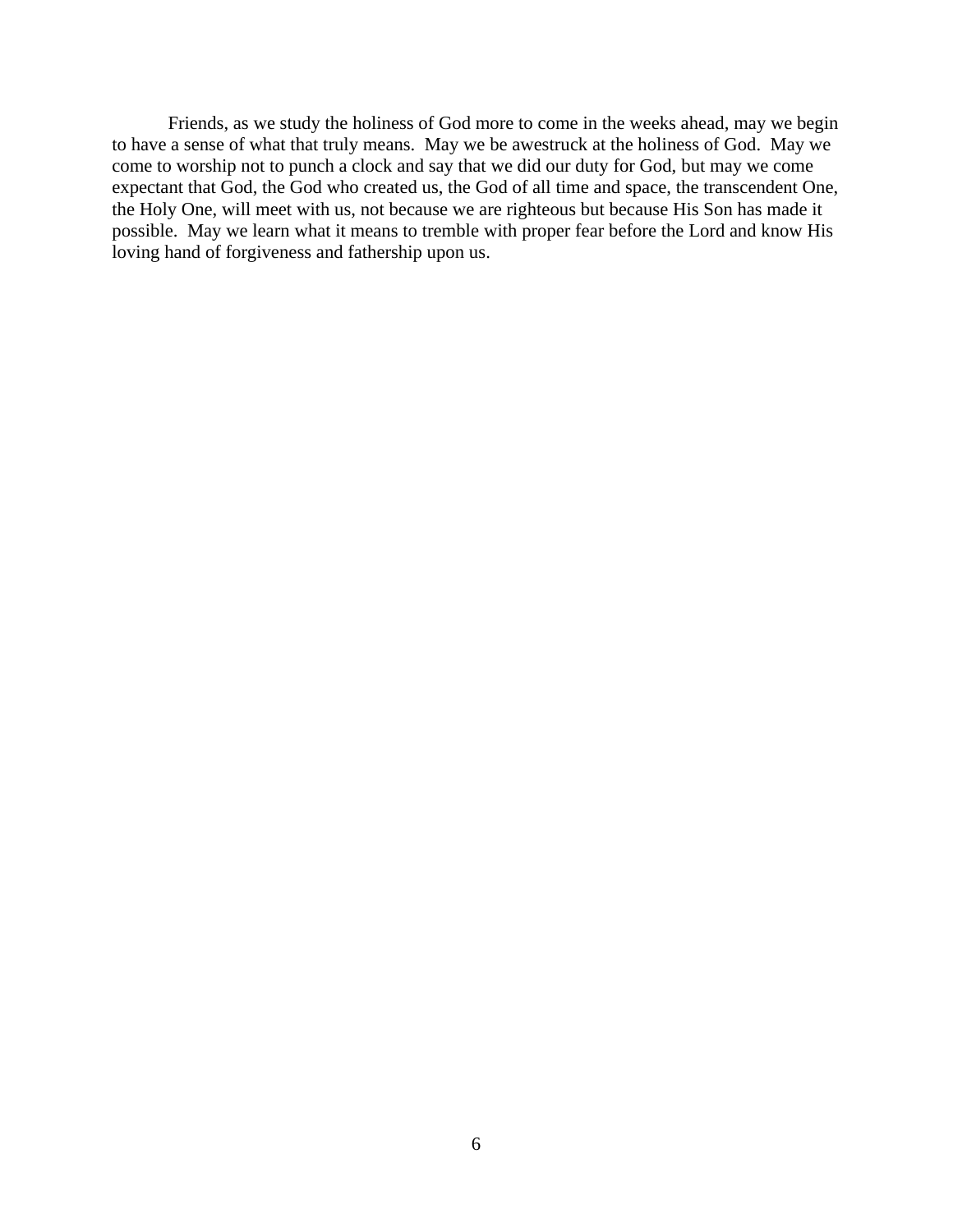Friends, as we study the holiness of God more to come in the weeks ahead, may we begin to have a sense of what that truly means. May we be awestruck at the holiness of God. May we come to worship not to punch a clock and say that we did our duty for God, but may we come expectant that God, the God who created us, the God of all time and space, the transcendent One, the Holy One, will meet with us, not because we are righteous but because His Son has made it possible. May we learn what it means to tremble with proper fear before the Lord and know His loving hand of forgiveness and fathership upon us.